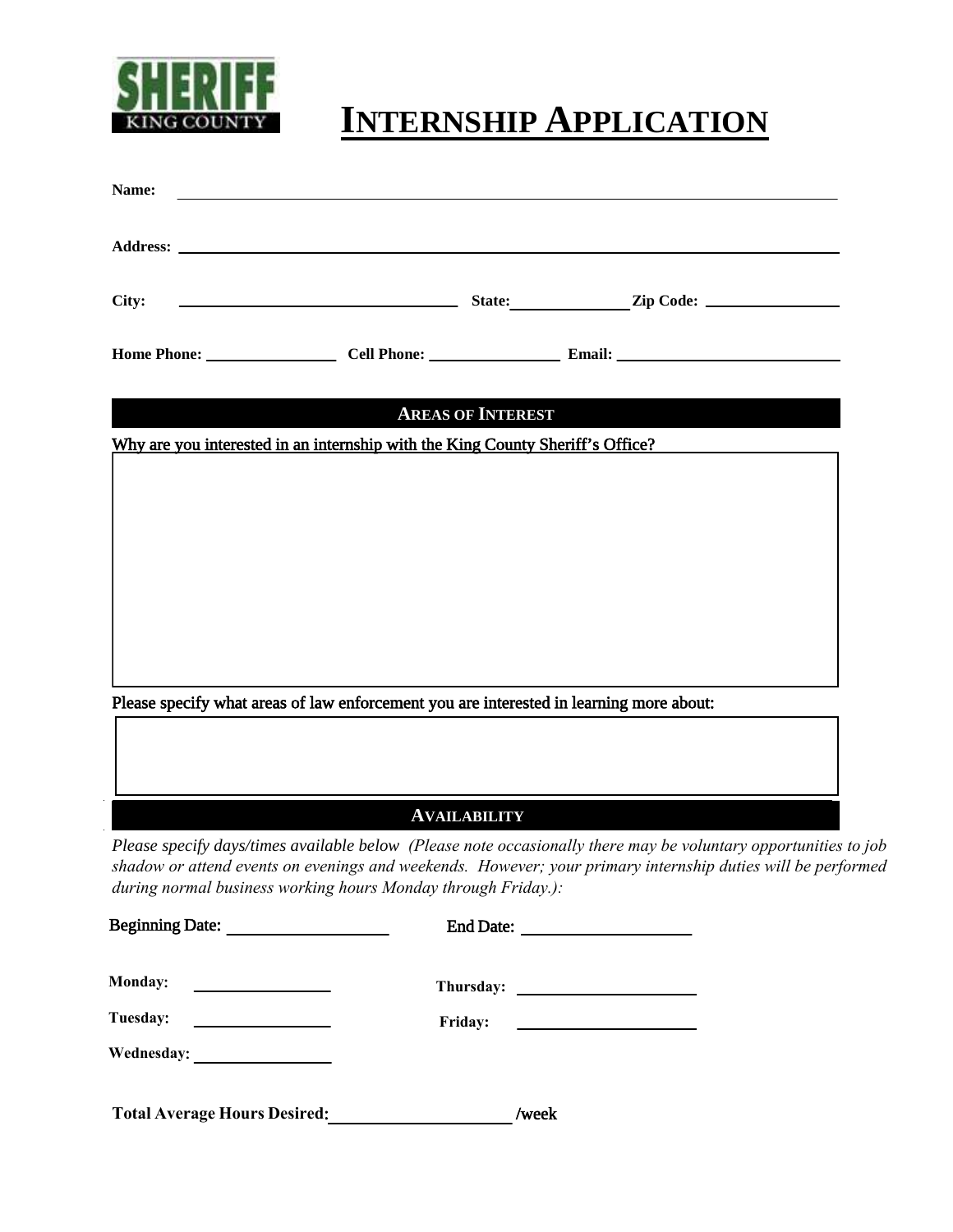SHERIFF
KING COUNTY

# Internship Application

**Name:** ____________________

**Address:** ____________________

**City:** ____________________ **State:** __________ **Zip Code:** __________

**Home Phone:** __________ **Cell Phone:** __________ **Email:** ____________________

## Areas of Interest

Why are you interested in an internship with the King County Sheriff's Office?

Please specify what areas of law enforcement you are interested in learning more about:

## Availability

*Please specify days/times available below (Please note occasionally there may be voluntary opportunities to job shadow or attend events on evenings and weekends. However; your primary internship duties will be performed during normal business working hours Monday through Friday.):*

Beginning Date: __________ End Date: __________

**Monday:** __________ **Thursday:** __________

**Tuesday:** __________ **Friday:** __________

**Wednesday:** __________

**Total Average Hours Desired:** __________ /week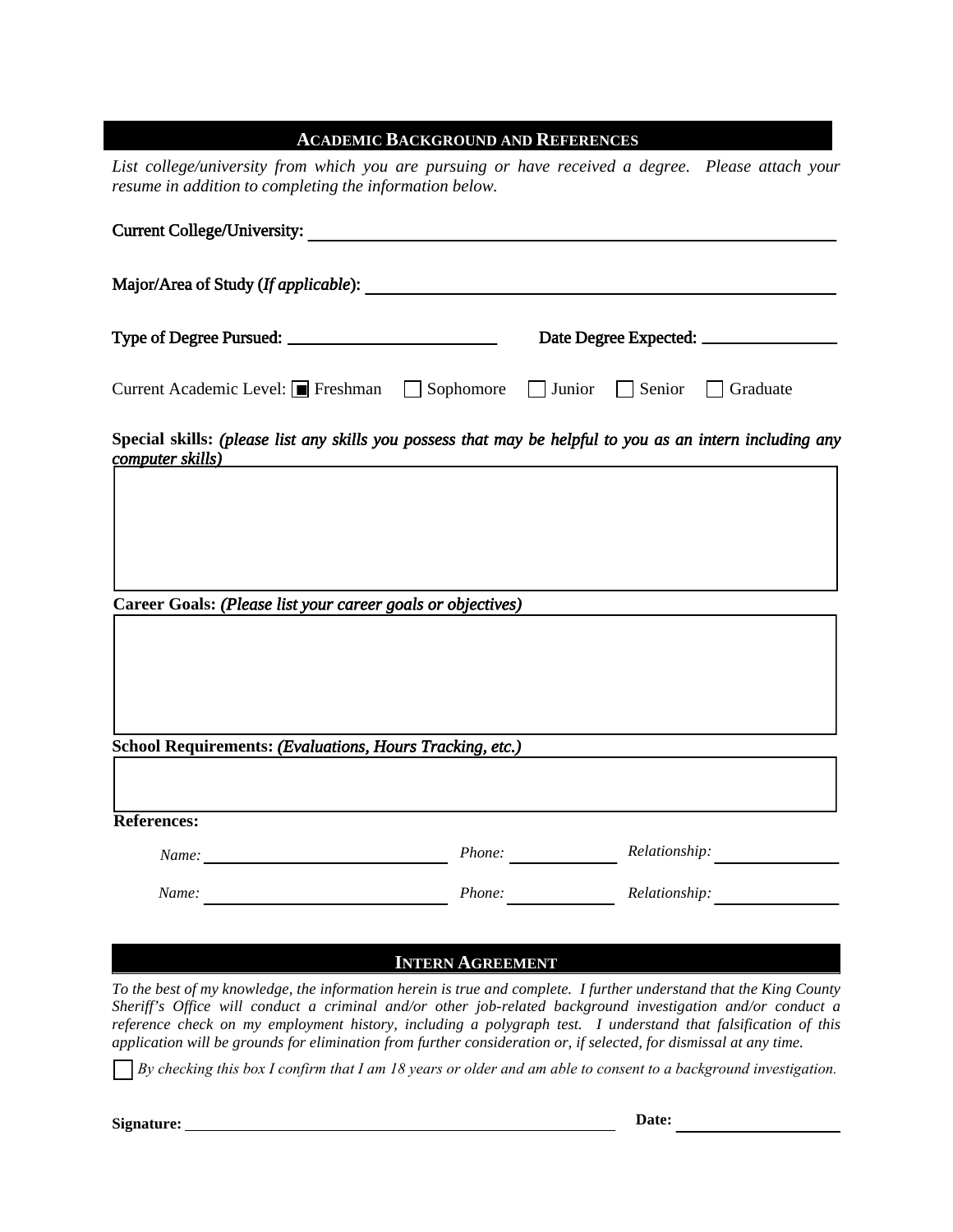## ACADEMIC BACKGROUND AND REFERENCES

*List college/university from which you are pursuing or have received a degree. Please attach your resume in addition to completing the information below.*

Current College/University: \_\_\_\_\_\_\_\_\_\_\_\_\_\_\_\_\_\_\_\_\_\_\_\_\_\_\_\_\_\_\_\_

Major/Area of Study (*If applicable*): \_\_\_\_\_\_\_\_\_\_\_\_\_\_\_\_\_\_\_\_\_\_\_\_\_\_\_\_\_\_\_\_

Type of Degree Pursued: \_\_\_\_\_\_\_\_\_\_\_\_\_\_\_\_ Date Degree Expected: \_\_\_\_\_\_\_\_\_\_\_\_\_\_\_\_

Current Academic Level: ☒ Freshman ☐ Sophomore ☐ Junior ☐ Senior ☐ Graduate

**Special skills:** *(please list any skills you possess that may be helpful to you as an intern including any computer skills)*

**Career Goals:** *(Please list your career goals or objectives)*

**School Requirements:** *(Evaluations, Hours Tracking, etc.)*

**References:**

*Name:* \_\_\_\_\_\_\_\_\_\_\_\_\_\_\_\_ *Phone:* \_\_\_\_\_\_\_\_\_\_ *Relationship:* \_\_\_\_\_\_\_\_\_\_

*Name:* \_\_\_\_\_\_\_\_\_\_\_\_\_\_\_\_ *Phone:* \_\_\_\_\_\_\_\_\_\_ *Relationship:* \_\_\_\_\_\_\_\_\_\_

## INTERN AGREEMENT

*To the best of my knowledge, the information herein is true and complete. I further understand that the King County Sheriff's Office will conduct a criminal and/or other job-related background investigation and/or conduct a reference check on my employment history, including a polygraph test. I understand that falsification of this application will be grounds for elimination from further consideration or, if selected, for dismissal at any time.*

☐ *By checking this box I confirm that I am 18 years or older and am able to consent to a background investigation.*

**Signature:** \_\_\_\_\_\_\_\_\_\_\_\_\_\_\_\_\_\_\_\_\_\_\_\_ **Date:** \_\_\_\_\_\_\_\_\_\_\_\_